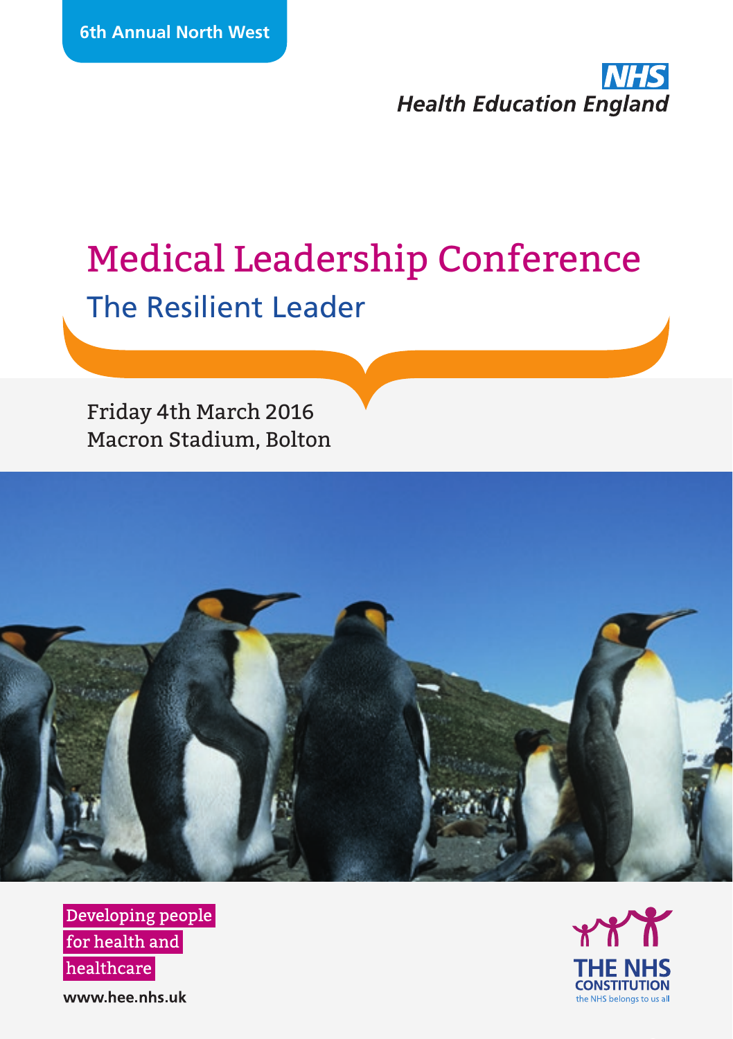6th Annual North West

NHS
*Health Education England*

# Medical Leadership Conference

## The Resilient Leader

Friday 4th March 2016
Macron Stadium, Bolton

Developing people
for health and
healthcare

**www.hee.nhs.uk**

THE NHS CONSTITUTION
the NHS belongs to us all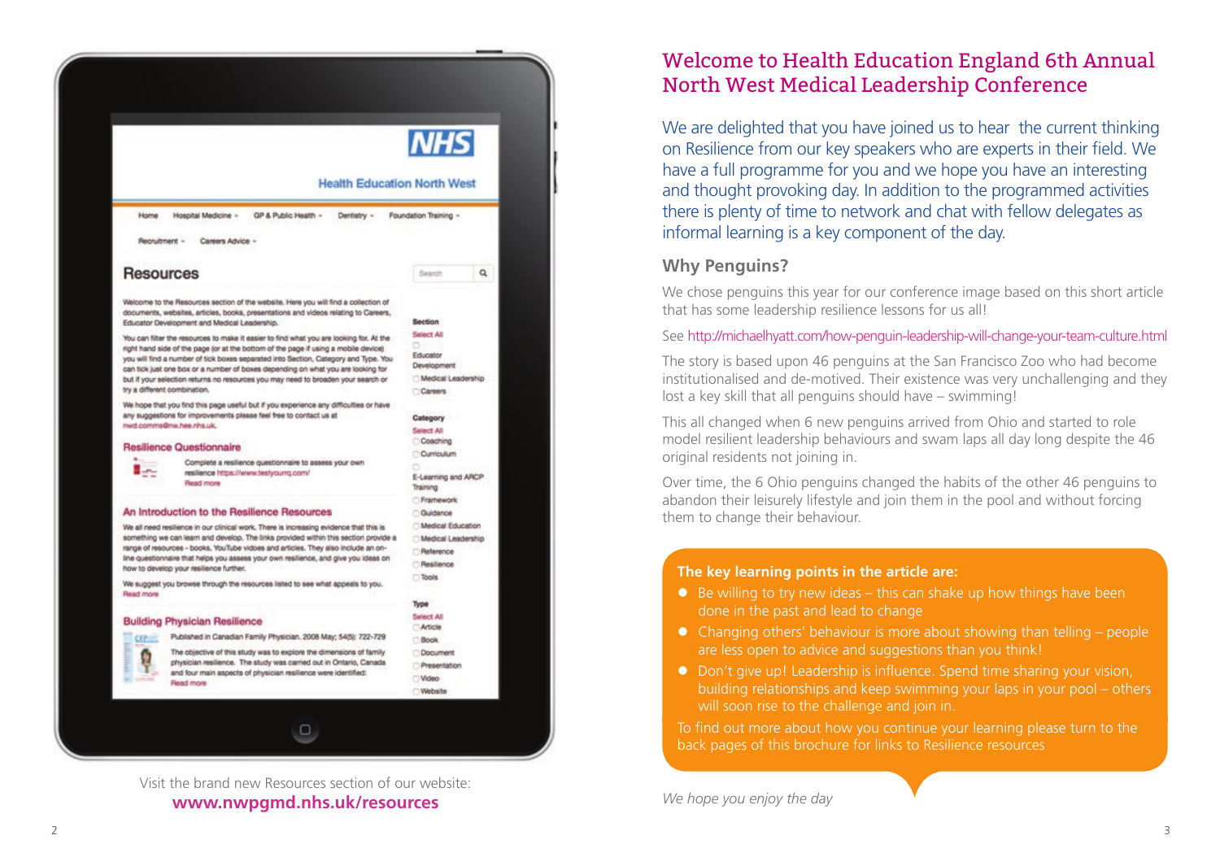Visit the brand new Resources section of our website:
**www.nwpgmd.nhs.uk/resources**

# Welcome to Health Education England 6th Annual North West Medical Leadership Conference

We are delighted that you have joined us to hear the current thinking on Resilience from our key speakers who are experts in their field. We have a full programme for you and we hope you have an interesting and thought provoking day. In addition to the programmed activities there is plenty of time to network and chat with fellow delegates as informal learning is a key component of the day.

## Why Penguins?

We chose penguins this year for our conference image based on this short article that has some leadership resilience lessons for us all!

See http://michaelhyatt.com/how-penguin-leadership-will-change-your-team-culture.html

The story is based upon 46 penguins at the San Francisco Zoo who had become institutionalised and de-motived. Their existence was very unchallenging and they lost a key skill that all penguins should have – swimming!

This all changed when 6 new penguins arrived from Ohio and started to role model resilient leadership behaviours and swam laps all day long despite the 46 original residents not joining in.

Over time, the 6 Ohio penguins changed the habits of the other 46 penguins to abandon their leisurely lifestyle and join them in the pool and without forcing them to change their behaviour.

**The key learning points in the article are:**

- Be willing to try new ideas – this can shake up how things have been done in the past and lead to change
- Changing others' behaviour is more about showing than telling – people are less open to advice and suggestions than you think!
- Don't give up! Leadership is influence. Spend time sharing your vision, building relationships and keep swimming your laps in your pool – others will soon rise to the challenge and join in.

To find out more about how you continue your learning please turn to the back pages of this brochure for links to Resilience resources

*We hope you enjoy the day*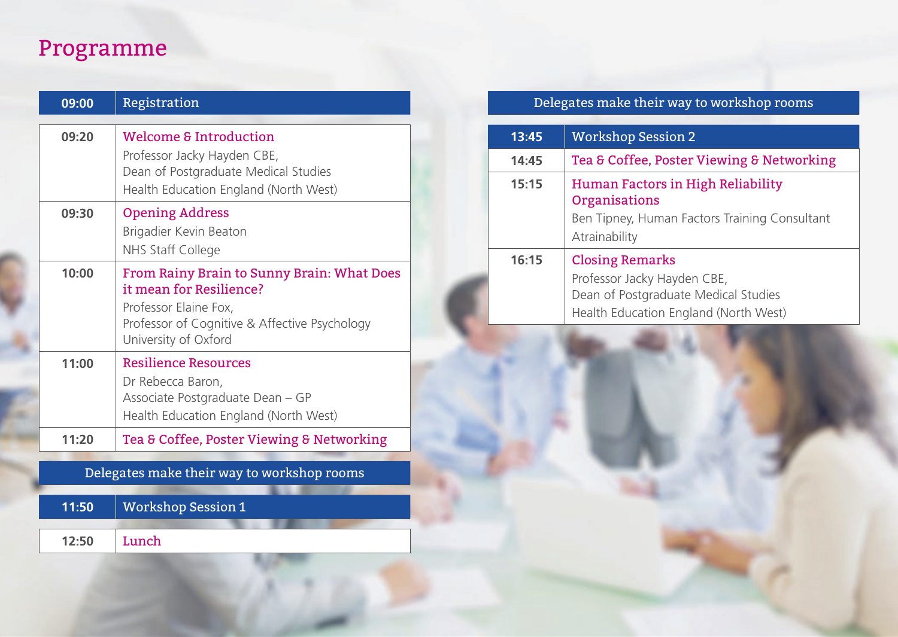# Programme

| Time | Session |
|---|---|
| 09:00 | Registration |
| 09:20 | **Welcome & Introduction**<br>Professor Jacky Hayden CBE,<br>Dean of Postgraduate Medical Studies<br>Health Education England (North West) |
| 09:30 | **Opening Address**<br>Brigadier Kevin Beaton<br>NHS Staff College |
| 10:00 | **From Rainy Brain to Sunny Brain: What Does it mean for Resilience?**<br>Professor Elaine Fox,<br>Professor of Cognitive & Affective Psychology<br>University of Oxford |
| 11:00 | **Resilience Resources**<br>Dr Rebecca Baron,<br>Associate Postgraduate Dean – GP<br>Health Education England (North West) |
| 11:20 | **Tea & Coffee, Poster Viewing & Networking** |
| | Delegates make their way to workshop rooms |
| 11:50 | Workshop Session 1 |
| 12:50 | **Lunch** |
| | Delegates make their way to workshop rooms |
| 13:45 | Workshop Session 2 |
| 14:45 | **Tea & Coffee, Poster Viewing & Networking** |
| 15:15 | **Human Factors in High Reliability Organisations**<br>Ben Tipney, Human Factors Training Consultant<br>Atrainability |
| 16:15 | **Closing Remarks**<br>Professor Jacky Hayden CBE,<br>Dean of Postgraduate Medical Studies<br>Health Education England (North West) |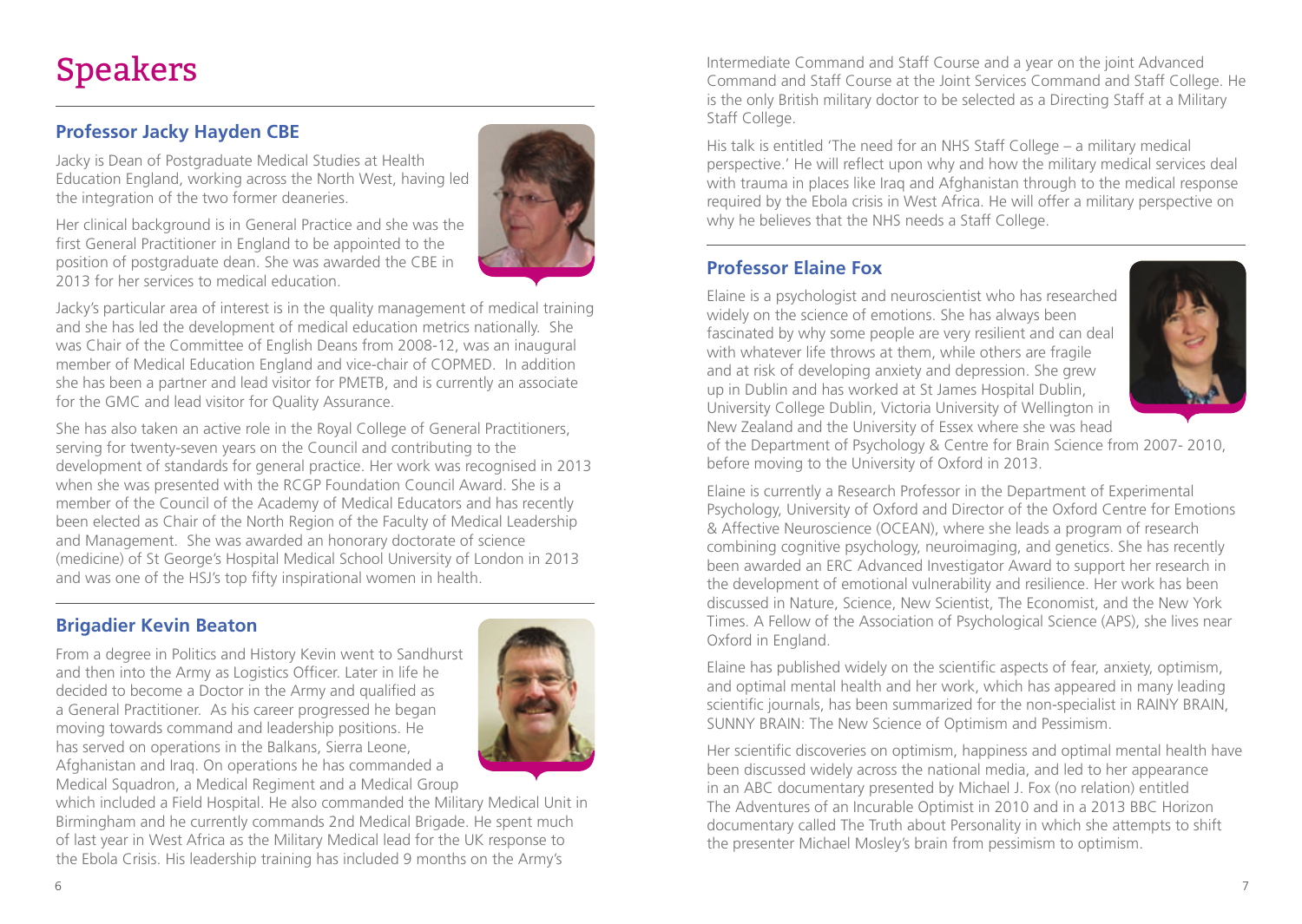# Speakers

## Professor Jacky Hayden CBE

Jacky is Dean of Postgraduate Medical Studies at Health Education England, working across the North West, having led the integration of the two former deaneries.

Her clinical background is in General Practice and she was the first General Practitioner in England to be appointed to the position of postgraduate dean. She was awarded the CBE in 2013 for her services to medical education.

Jacky's particular area of interest is in the quality management of medical training and she has led the development of medical education metrics nationally. She was Chair of the Committee of English Deans from 2008-12, was an inaugural member of Medical Education England and vice-chair of COPMED. In addition she has been a partner and lead visitor for PMETB, and is currently an associate for the GMC and lead visitor for Quality Assurance.

She has also taken an active role in the Royal College of General Practitioners, serving for twenty-seven years on the Council and contributing to the development of standards for general practice. Her work was recognised in 2013 when she was presented with the RCGP Foundation Council Award. She is a member of the Council of the Academy of Medical Educators and has recently been elected as Chair of the North Region of the Faculty of Medical Leadership and Management. She was awarded an honorary doctorate of science (medicine) of St George's Hospital Medical School University of London in 2013 and was one of the HSJ's top fifty inspirational women in health.

## Brigadier Kevin Beaton

From a degree in Politics and History Kevin went to Sandhurst and then into the Army as Logistics Officer. Later in life he decided to become a Doctor in the Army and qualified as a General Practitioner. As his career progressed he began moving towards command and leadership positions. He has served on operations in the Balkans, Sierra Leone, Afghanistan and Iraq. On operations he has commanded a Medical Squadron, a Medical Regiment and a Medical Group which included a Field Hospital. He also commanded the Military Medical Unit in Birmingham and he currently commands 2nd Medical Brigade. He spent much of last year in West Africa as the Military Medical lead for the UK response to the Ebola Crisis. His leadership training has included 9 months on the Army's Intermediate Command and Staff Course and a year on the joint Advanced Command and Staff Course at the Joint Services Command and Staff College. He is the only British military doctor to be selected as a Directing Staff at a Military Staff College.

His talk is entitled 'The need for an NHS Staff College – a military medical perspective.' He will reflect upon why and how the military medical services deal with trauma in places like Iraq and Afghanistan through to the medical response required by the Ebola crisis in West Africa. He will offer a military perspective on why he believes that the NHS needs a Staff College.

## Professor Elaine Fox

Elaine is a psychologist and neuroscientist who has researched widely on the science of emotions. She has always been fascinated by why some people are very resilient and can deal with whatever life throws at them, while others are fragile and at risk of developing anxiety and depression. She grew up in Dublin and has worked at St James Hospital Dublin, University College Dublin, Victoria University of Wellington in New Zealand and the University of Essex where she was head of the Department of Psychology & Centre for Brain Science from 2007- 2010, before moving to the University of Oxford in 2013.

Elaine is currently a Research Professor in the Department of Experimental Psychology, University of Oxford and Director of the Oxford Centre for Emotions & Affective Neuroscience (OCEAN), where she leads a program of research combining cognitive psychology, neuroimaging, and genetics. She has recently been awarded an ERC Advanced Investigator Award to support her research in the development of emotional vulnerability and resilience. Her work has been discussed in Nature, Science, New Scientist, The Economist, and the New York Times. A Fellow of the Association of Psychological Science (APS), she lives near Oxford in England.

Elaine has published widely on the scientific aspects of fear, anxiety, optimism, and optimal mental health and her work, which has appeared in many leading scientific journals, has been summarized for the non-specialist in RAINY BRAIN, SUNNY BRAIN: The New Science of Optimism and Pessimism.

Her scientific discoveries on optimism, happiness and optimal mental health have been discussed widely across the national media, and led to her appearance in an ABC documentary presented by Michael J. Fox (no relation) entitled The Adventures of an Incurable Optimist in 2010 and in a 2013 BBC Horizon documentary called The Truth about Personality in which she attempts to shift the presenter Michael Mosley's brain from pessimism to optimism.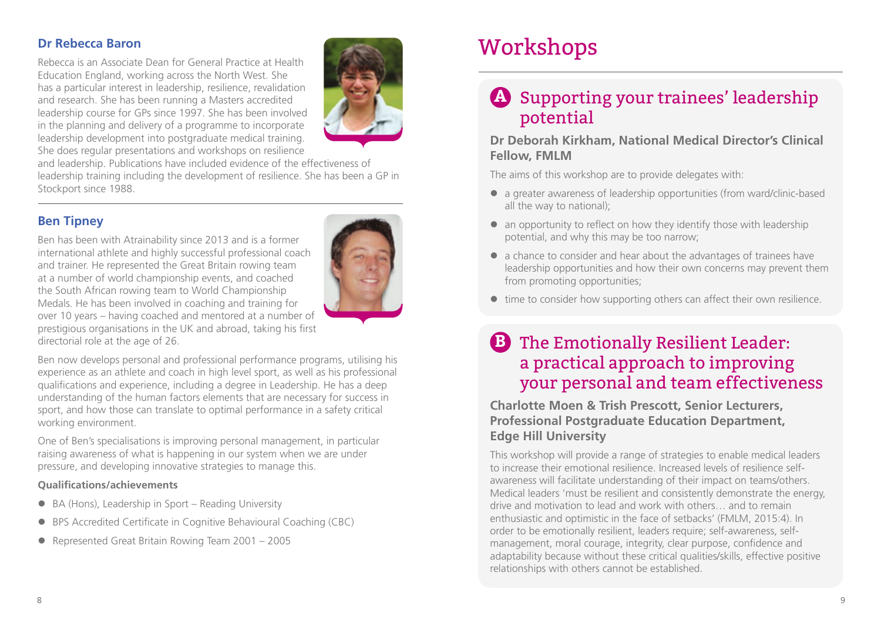### Dr Rebecca Baron

Rebecca is an Associate Dean for General Practice at Health Education England, working across the North West. She has a particular interest in leadership, resilience, revalidation and research. She has been running a Masters accredited leadership course for GPs since 1997. She has been involved in the planning and delivery of a programme to incorporate leadership development into postgraduate medical training. She does regular presentations and workshops on resilience and leadership. Publications have included evidence of the effectiveness of leadership training including the development of resilience. She has been a GP in Stockport since 1988.

---

### Ben Tipney

Ben has been with Atrainability since 2013 and is a former international athlete and highly successful professional coach and trainer. He represented the Great Britain rowing team at a number of world championship events, and coached the South African rowing team to World Championship Medals. He has been involved in coaching and training for over 10 years – having coached and mentored at a number of prestigious organisations in the UK and abroad, taking his first directorial role at the age of 26.

Ben now develops personal and professional performance programs, utilising his experience as an athlete and coach in high level sport, as well as his professional qualifications and experience, including a degree in Leadership. He has a deep understanding of the human factors elements that are necessary for success in sport, and how those can translate to optimal performance in a safety critical working environment.

One of Ben's specialisations is improving personal management, in particular raising awareness of what is happening in our system when we are under pressure, and developing innovative strategies to manage this.

**Qualifications/achievements**

- BA (Hons), Leadership in Sport – Reading University
- BPS Accredited Certificate in Cognitive Behavioural Coaching (CBC)
- Represented Great Britain Rowing Team 2001 – 2005

# Workshops

## A Supporting your trainees' leadership potential

**Dr Deborah Kirkham, National Medical Director's Clinical Fellow, FMLM**

The aims of this workshop are to provide delegates with:

- a greater awareness of leadership opportunities (from ward/clinic-based all the way to national);
- an opportunity to reflect on how they identify those with leadership potential, and why this may be too narrow;
- a chance to consider and hear about the advantages of trainees have leadership opportunities and how their own concerns may prevent them from promoting opportunities;
- time to consider how supporting others can affect their own resilience.

## B The Emotionally Resilient Leader: a practical approach to improving your personal and team effectiveness

**Charlotte Moen & Trish Prescott, Senior Lecturers, Professional Postgraduate Education Department, Edge Hill University**

This workshop will provide a range of strategies to enable medical leaders to increase their emotional resilience. Increased levels of resilience self-awareness will facilitate understanding of their impact on teams/others. Medical leaders 'must be resilient and consistently demonstrate the energy, drive and motivation to lead and work with others… and to remain enthusiastic and optimistic in the face of setbacks' (FMLM, 2015:4). In order to be emotionally resilient, leaders require; self-awareness, self-management, moral courage, integrity, clear purpose, confidence and adaptability because without these critical qualities/skills, effective positive relationships with others cannot be established.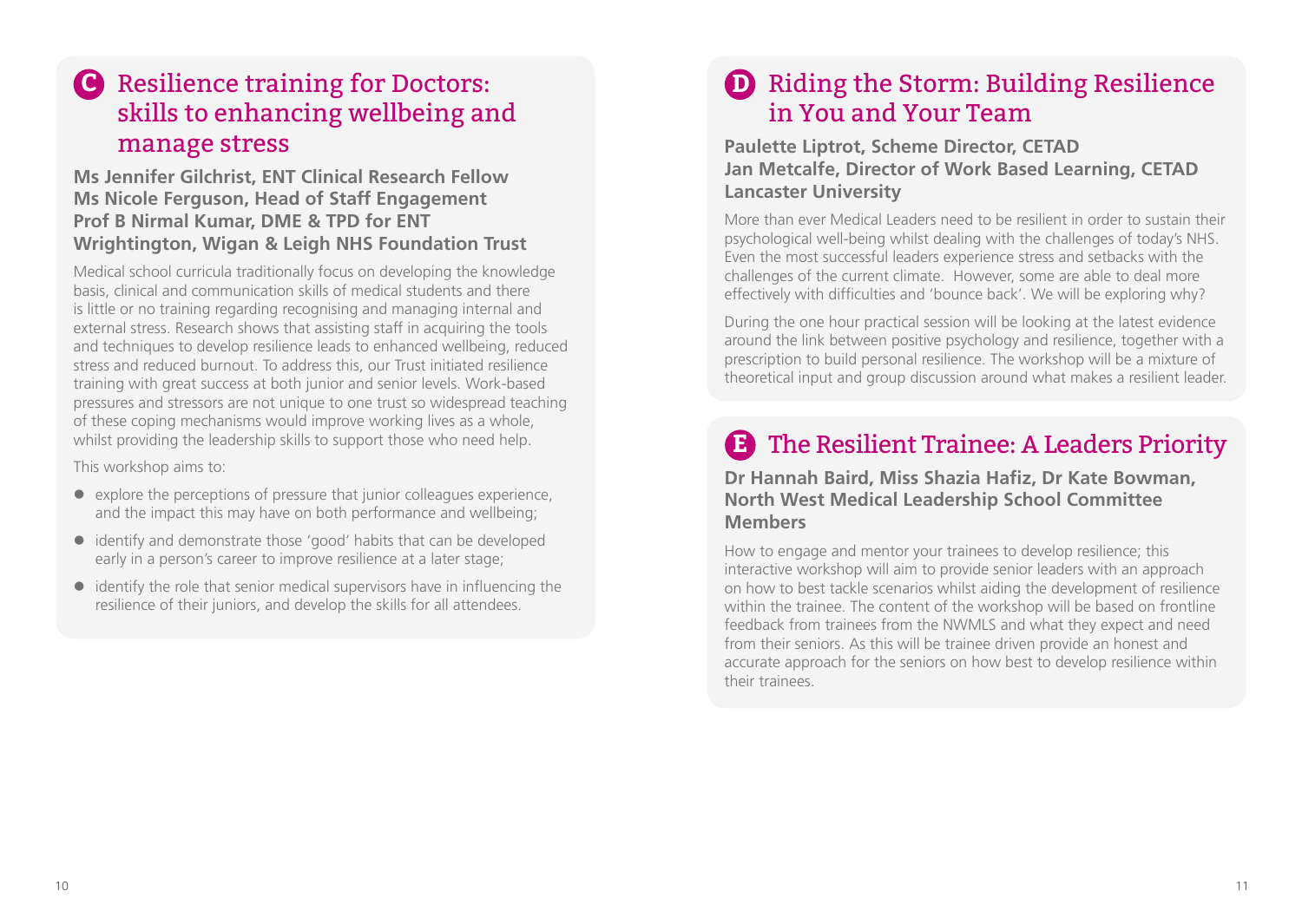## C Resilience training for Doctors: skills to enhancing wellbeing and manage stress

**Ms Jennifer Gilchrist, ENT Clinical Research Fellow**
**Ms Nicole Ferguson, Head of Staff Engagement**
**Prof B Nirmal Kumar, DME & TPD for ENT**
**Wrightington, Wigan & Leigh NHS Foundation Trust**

Medical school curricula traditionally focus on developing the knowledge basis, clinical and communication skills of medical students and there is little or no training regarding recognising and managing internal and external stress. Research shows that assisting staff in acquiring the tools and techniques to develop resilience leads to enhanced wellbeing, reduced stress and reduced burnout. To address this, our Trust initiated resilience training with great success at both junior and senior levels. Work-based pressures and stressors are not unique to one trust so widespread teaching of these coping mechanisms would improve working lives as a whole, whilst providing the leadership skills to support those who need help.

This workshop aims to:

- explore the perceptions of pressure that junior colleagues experience, and the impact this may have on both performance and wellbeing;
- identify and demonstrate those 'good' habits that can be developed early in a person's career to improve resilience at a later stage;
- identify the role that senior medical supervisors have in influencing the resilience of their juniors, and develop the skills for all attendees.

## D Riding the Storm: Building Resilience in You and Your Team

**Paulette Liptrot, Scheme Director, CETAD**
**Jan Metcalfe, Director of Work Based Learning, CETAD**
**Lancaster University**

More than ever Medical Leaders need to be resilient in order to sustain their psychological well-being whilst dealing with the challenges of today's NHS. Even the most successful leaders experience stress and setbacks with the challenges of the current climate. However, some are able to deal more effectively with difficulties and 'bounce back'. We will be exploring why?

During the one hour practical session will be looking at the latest evidence around the link between positive psychology and resilience, together with a prescription to build personal resilience. The workshop will be a mixture of theoretical input and group discussion around what makes a resilient leader.

## E The Resilient Trainee: A Leaders Priority

**Dr Hannah Baird, Miss Shazia Hafiz, Dr Kate Bowman, North West Medical Leadership School Committee Members**

How to engage and mentor your trainees to develop resilience; this interactive workshop will aim to provide senior leaders with an approach on how to best tackle scenarios whilst aiding the development of resilience within the trainee. The content of the workshop will be based on frontline feedback from trainees from the NWMLS and what they expect and need from their seniors. As this will be trainee driven provide an honest and accurate approach for the seniors on how best to develop resilience within their trainees.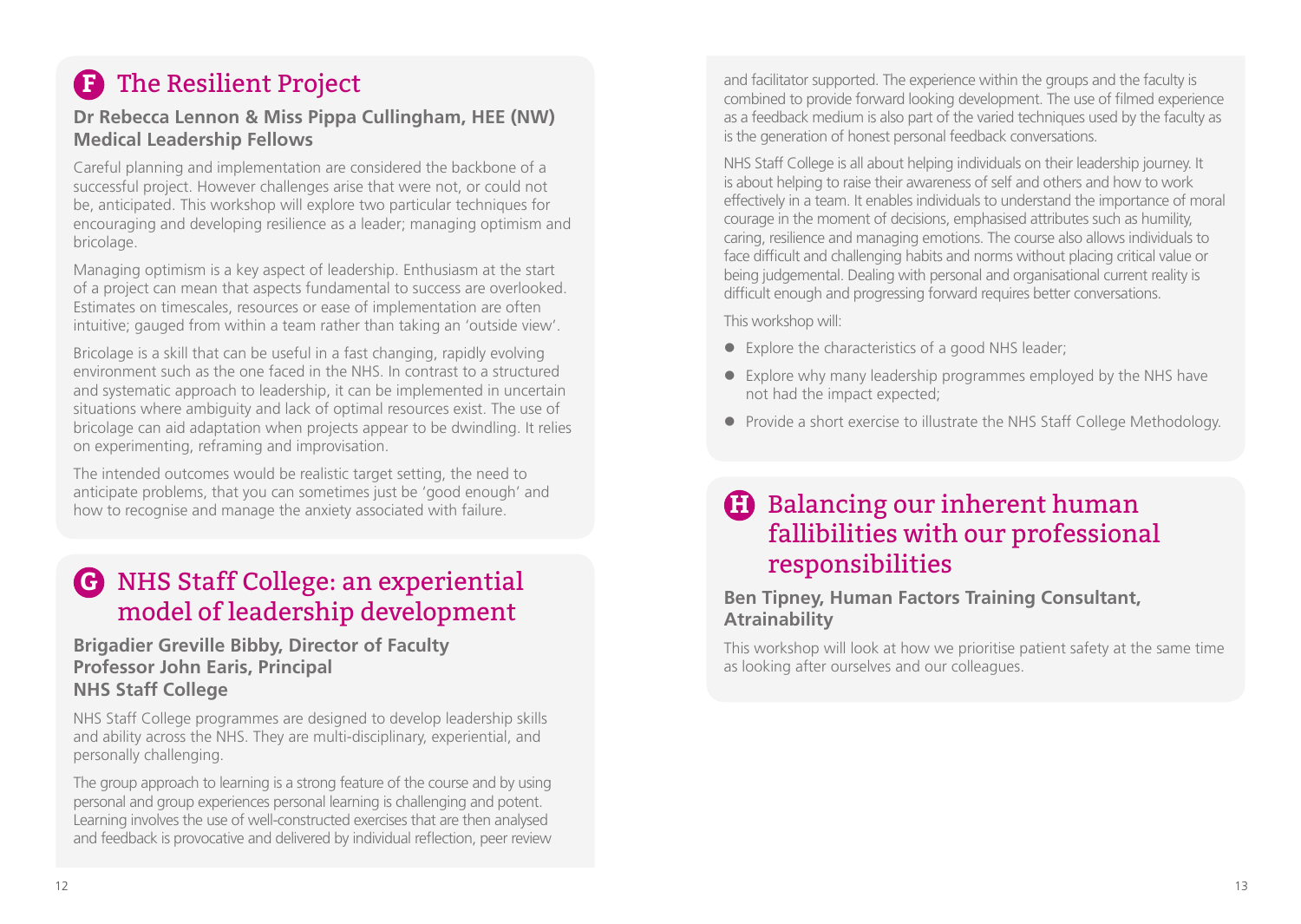## F The Resilient Project

**Dr Rebecca Lennon & Miss Pippa Cullingham, HEE (NW) Medical Leadership Fellows**

Careful planning and implementation are considered the backbone of a successful project. However challenges arise that were not, or could not be, anticipated. This workshop will explore two particular techniques for encouraging and developing resilience as a leader; managing optimism and bricolage.

Managing optimism is a key aspect of leadership. Enthusiasm at the start of a project can mean that aspects fundamental to success are overlooked. Estimates on timescales, resources or ease of implementation are often intuitive; gauged from within a team rather than taking an 'outside view'.

Bricolage is a skill that can be useful in a fast changing, rapidly evolving environment such as the one faced in the NHS. In contrast to a structured and systematic approach to leadership, it can be implemented in uncertain situations where ambiguity and lack of optimal resources exist. The use of bricolage can aid adaptation when projects appear to be dwindling. It relies on experimenting, reframing and improvisation.

The intended outcomes would be realistic target setting, the need to anticipate problems, that you can sometimes just be 'good enough' and how to recognise and manage the anxiety associated with failure.

## G NHS Staff College: an experiential model of leadership development

**Brigadier Greville Bibby, Director of Faculty**
**Professor John Earis, Principal**
**NHS Staff College**

NHS Staff College programmes are designed to develop leadership skills and ability across the NHS. They are multi-disciplinary, experiential, and personally challenging.

The group approach to learning is a strong feature of the course and by using personal and group experiences personal learning is challenging and potent. Learning involves the use of well-constructed exercises that are then analysed and feedback is provocative and delivered by individual reflection, peer review and facilitator supported. The experience within the groups and the faculty is combined to provide forward looking development. The use of filmed experience as a feedback medium is also part of the varied techniques used by the faculty as is the generation of honest personal feedback conversations.

NHS Staff College is all about helping individuals on their leadership journey. It is about helping to raise their awareness of self and others and how to work effectively in a team. It enables individuals to understand the importance of moral courage in the moment of decisions, emphasised attributes such as humility, caring, resilience and managing emotions. The course also allows individuals to face difficult and challenging habits and norms without placing critical value or being judgemental. Dealing with personal and organisational current reality is difficult enough and progressing forward requires better conversations.

This workshop will:

- Explore the characteristics of a good NHS leader;
- Explore why many leadership programmes employed by the NHS have not had the impact expected;
- Provide a short exercise to illustrate the NHS Staff College Methodology.

## H Balancing our inherent human fallibilities with our professional responsibilities

**Ben Tipney, Human Factors Training Consultant, Atrainability**

This workshop will look at how we prioritise patient safety at the same time as looking after ourselves and our colleagues.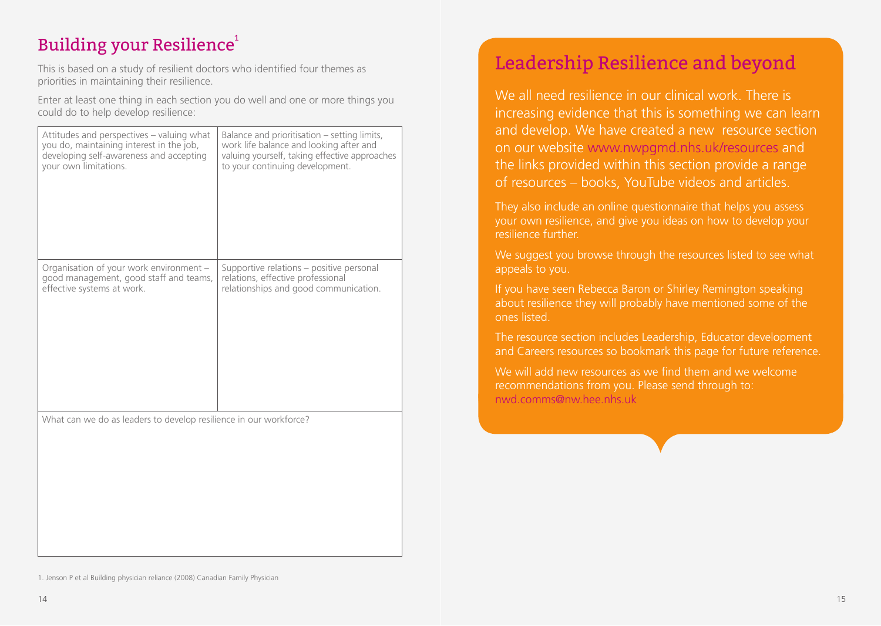## Building your Resilience[1]

This is based on a study of resilient doctors who identified four themes as priorities in maintaining their resilience.

Enter at least one thing in each section you do well and one or more things you could do to help develop resilience:

| | |
|---|---|
| Attitudes and perspectives – valuing what you do, maintaining interest in the job, developing self-awareness and accepting your own limitations. | Balance and prioritisation – setting limits, work life balance and looking after and valuing yourself, taking effective approaches to your continuing development. |
| Organisation of your work environment – good management, good staff and teams, effective systems at work. | Supportive relations – positive personal relations, effective professional relationships and good communication. |
| What can we do as leaders to develop resilience in our workforce? | |

1. Jenson P et al Building physician reliance (2008) Canadian Family Physician

## Leadership Resilience and beyond

We all need resilience in our clinical work. There is increasing evidence that this is something we can learn and develop. We have created a new resource section on our website www.nwpgmd.nhs.uk/resources and the links provided within this section provide a range of resources – books, YouTube videos and articles.

They also include an online questionnaire that helps you assess your own resilience, and give you ideas on how to develop your resilience further.

We suggest you browse through the resources listed to see what appeals to you.

If you have seen Rebecca Baron or Shirley Remington speaking about resilience they will probably have mentioned some of the ones listed.

The resource section includes Leadership, Educator development and Careers resources so bookmark this page for future reference.

We will add new resources as we find them and we welcome recommendations from you. Please send through to: nwd.comms@nw.hee.nhs.uk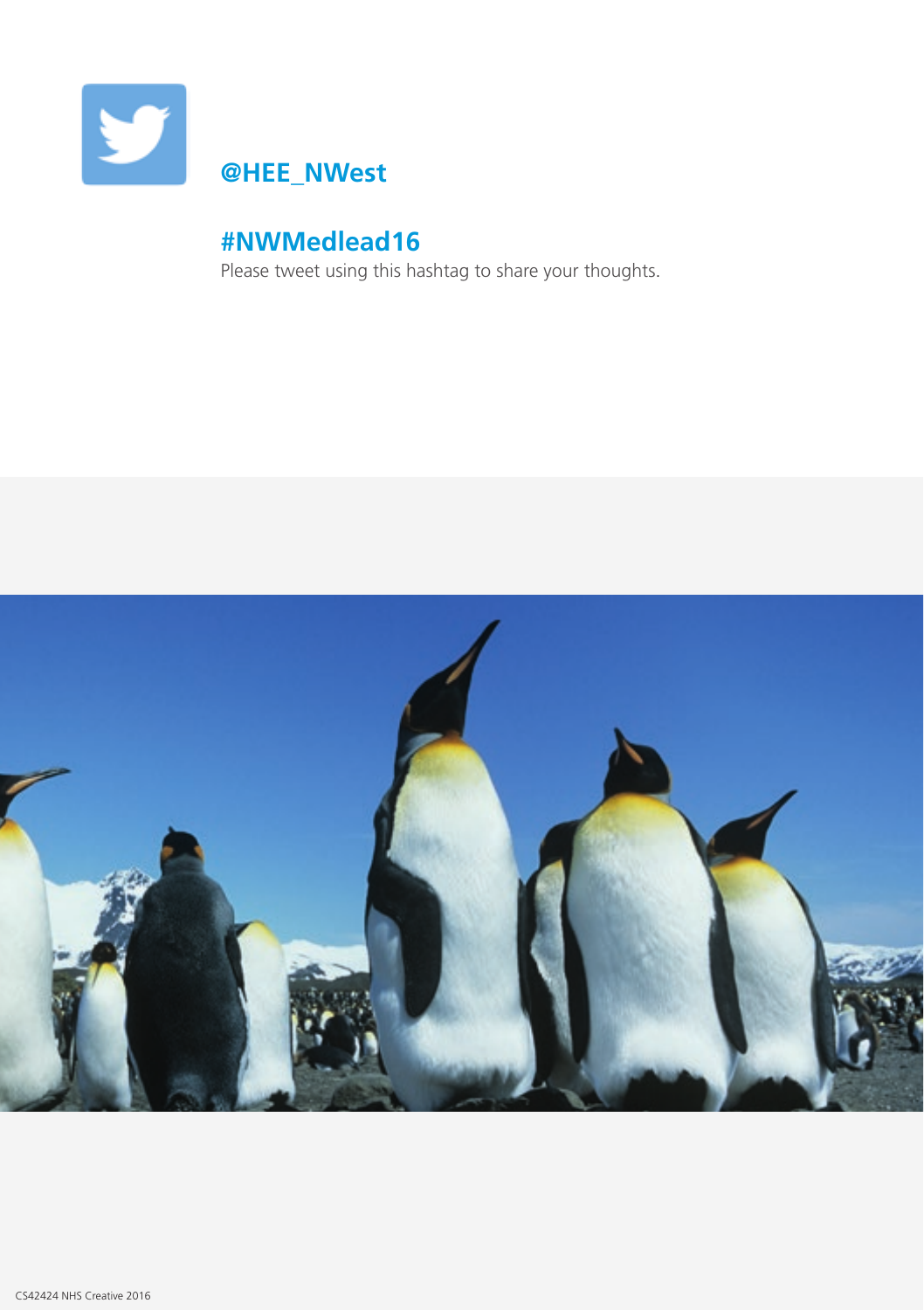**@HEE_NWest**

**#NWMedlead16**

Please tweet using this hashtag to share your thoughts.

CS42424 NHS Creative 2016